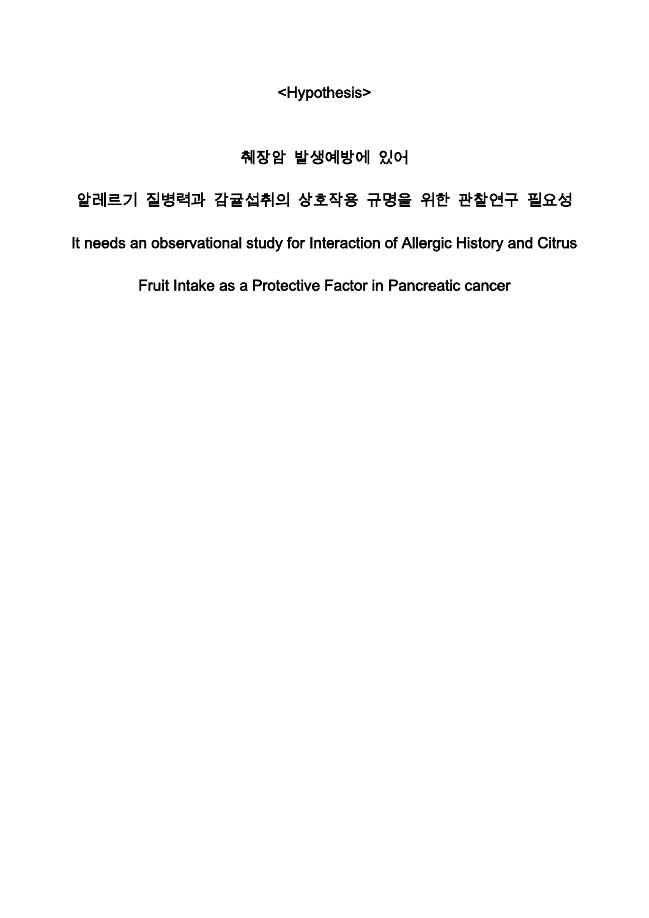<Hypothesis>

# 췌장암 발생예방에 있어

# 알레르기 질병력과 감귤섭취의 상호작용 규명을 위한 관찰연구 필요성

# It needs an observational study for Interaction of Allergic History and Citrus Fruit Intake as a Protective Factor in Pancreatic cancer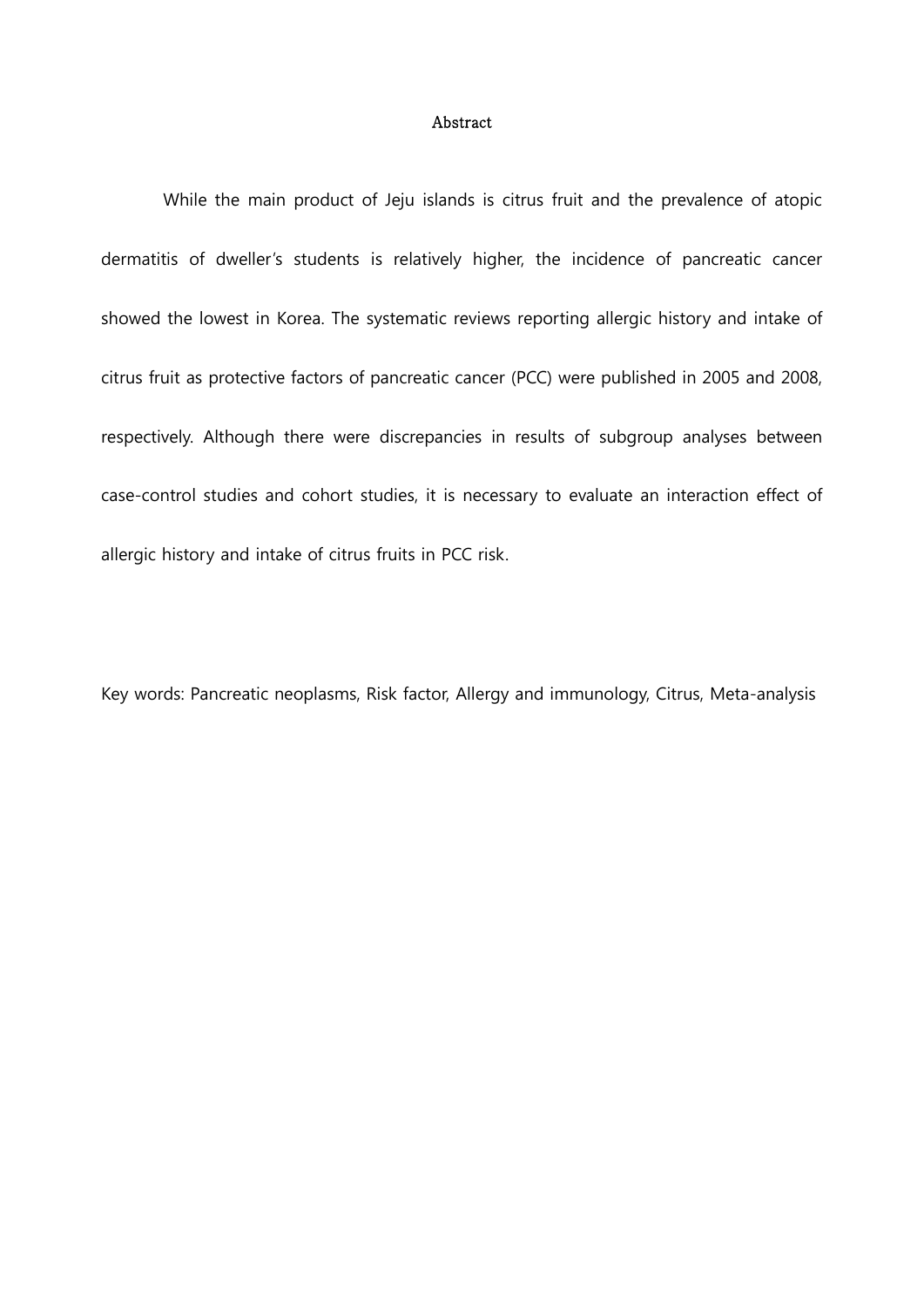# Abstract

While the main product of Jeju islands is citrus fruit and the prevalence of atopic dermatitis of dweller's students is relatively higher, the incidence of pancreatic cancer showed the lowest in Korea. The systematic reviews reporting allergic history and intake of citrus fruit as protective factors of pancreatic cancer (PCC) were published in 2005 and 2008, respectively. Although there were discrepancies in results of subgroup analyses between case-control studies and cohort studies, it is necessary to evaluate an interaction effect of allergic history and intake of citrus fruits in PCC risk.

Key words: Pancreatic neoplasms, Risk factor, Allergy and immunology, Citrus, Meta-analysis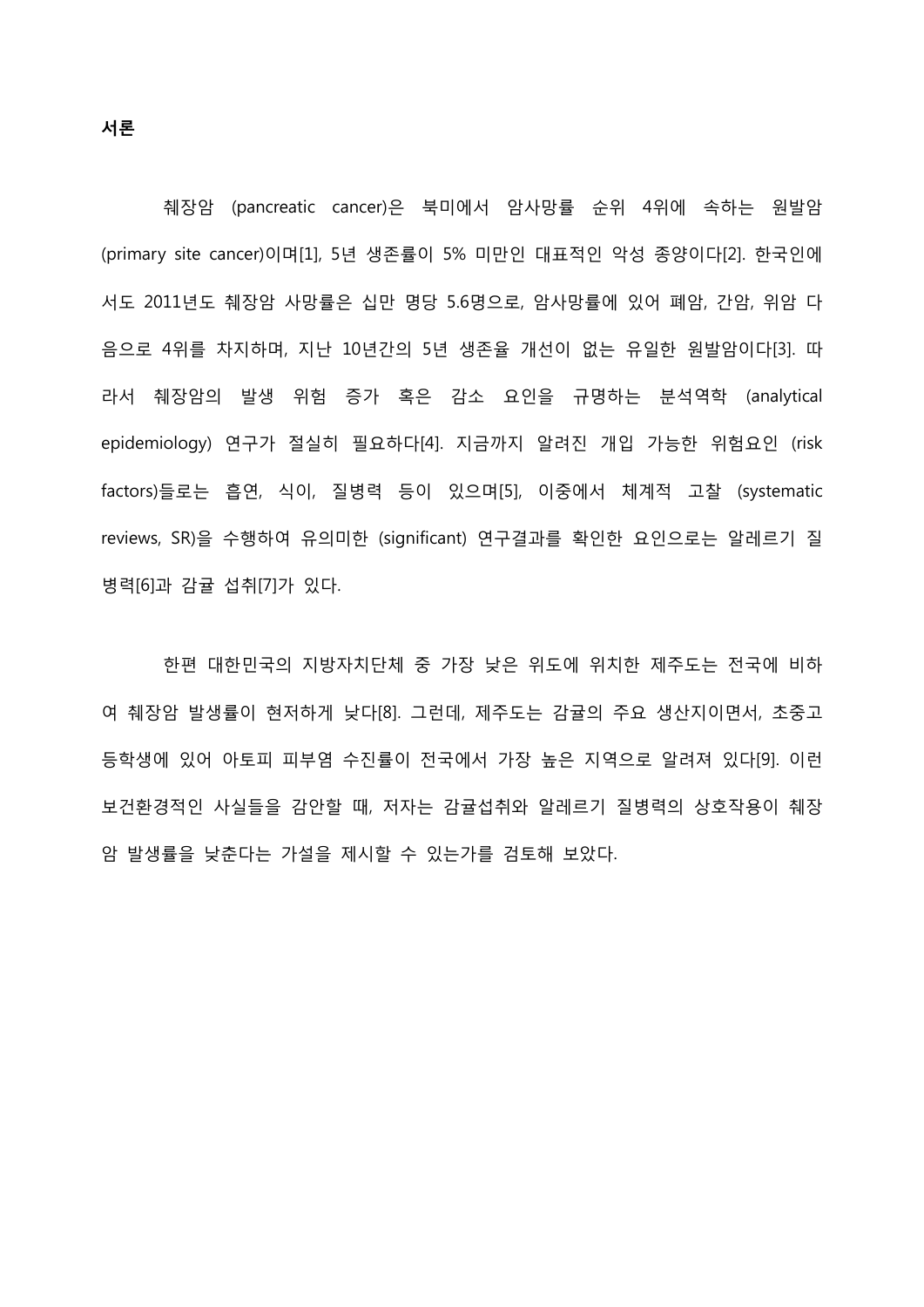## 서론

췌장암 (pancreatic cancer)은 북미에서 암사망률 순위 4위에 속하는 원발암 (primary site cancer)이며[1], 5년 생존률이 5% 미만인 대표적인 악성 종양이다[2]. 한국인에서도 2011년도 췌장암 사망률은 십만 명당 5.6명으로, 암사망률에 있어 폐암, 간암, 위암 다음으로 4위를 차지하며, 지난 10년간의 5년 생존율 개선이 없는 유일한 원발암이다[3]. 따라서 췌장암의 발생 위험 증가 혹은 감소 요인을 규명하는 분석역학 (analytical epidemiology) 연구가 절실히 필요하다[4]. 지금까지 알려진 개입 가능한 위험요인 (risk factors)들로는 흡연, 식이, 질병력 등이 있으며[5], 이중에서 체계적 고찰 (systematic reviews, SR)을 수행하여 유의미한 (significant) 연구결과를 확인한 요인으로는 알레르기 질병력[6]과 감귤 섭취[7]가 있다.

한편 대한민국의 지방자치단체 중 가장 낮은 위도에 위치한 제주도는 전국에 비하여 췌장암 발생률이 현저하게 낮다[8]. 그런데, 제주도는 감귤의 주요 생산지이면서, 초중고등학생에 있어 아토피 피부염 수진률이 전국에서 가장 높은 지역으로 알려져 있다[9]. 이런 보건환경적인 사실들을 감안할 때, 저자는 감귤섭취와 알레르기 질병력의 상호작용이 췌장암 발생률을 낮춘다는 가설을 제시할 수 있는가를 검토해 보았다.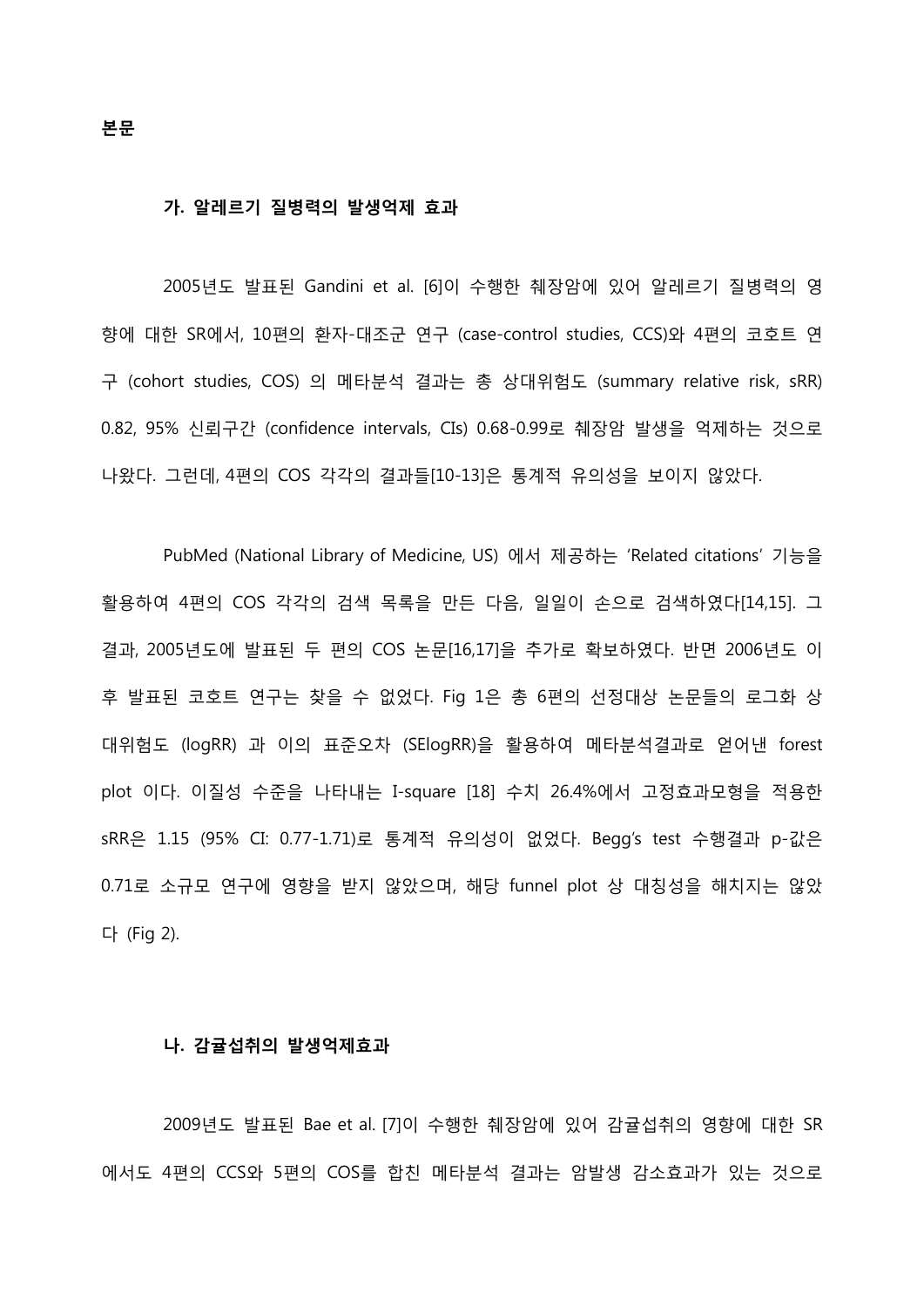**본문**

**가. 알레르기 질병력의 발생억제 효과**

2005년도 발표된 Gandini et al. [6]이 수행한 췌장암에 있어 알레르기 질병력의 영향에 대한 SR에서, 10편의 환자-대조군 연구 (case-control studies, CCS)와 4편의 코호트 연구 (cohort studies, COS) 의 메타분석 결과는 총 상대위험도 (summary relative risk, sRR) 0.82, 95% 신뢰구간 (confidence intervals, CIs) 0.68-0.99로 췌장암 발생을 억제하는 것으로 나왔다. 그런데, 4편의 COS 각각의 결과들[10-13]은 통계적 유의성을 보이지 않았다.

PubMed (National Library of Medicine, US) 에서 제공하는 'Related citations' 기능을 활용하여 4편의 COS 각각의 검색 목록을 만든 다음, 일일이 손으로 검색하였다[14,15]. 그 결과, 2005년도에 발표된 두 편의 COS 논문[16,17]을 추가로 확보하였다. 반면 2006년도 이후 발표된 코호트 연구는 찾을 수 없었다. Fig 1은 총 6편의 선정대상 논문들의 로그화 상대위험도 (logRR) 과 이의 표준오차 (SElogRR)을 활용하여 메타분석결과로 얻어낸 forest plot 이다. 이질성 수준을 나타내는 I-square [18] 수치 26.4%에서 고정효과모형을 적용한 sRR은 1.15 (95% CI: 0.77-1.71)로 통계적 유의성이 없었다. Begg's test 수행결과 p-값은 0.71로 소규모 연구에 영향을 받지 않았으며, 해당 funnel plot 상 대칭성을 해치지는 않았다 (Fig 2).

**나. 감귤섭취의 발생억제효과**

2009년도 발표된 Bae et al. [7]이 수행한 췌장암에 있어 감귤섭취의 영향에 대한 SR에서도 4편의 CCS와 5편의 COS를 합친 메타분석 결과는 암발생 감소효과가 있는 것으로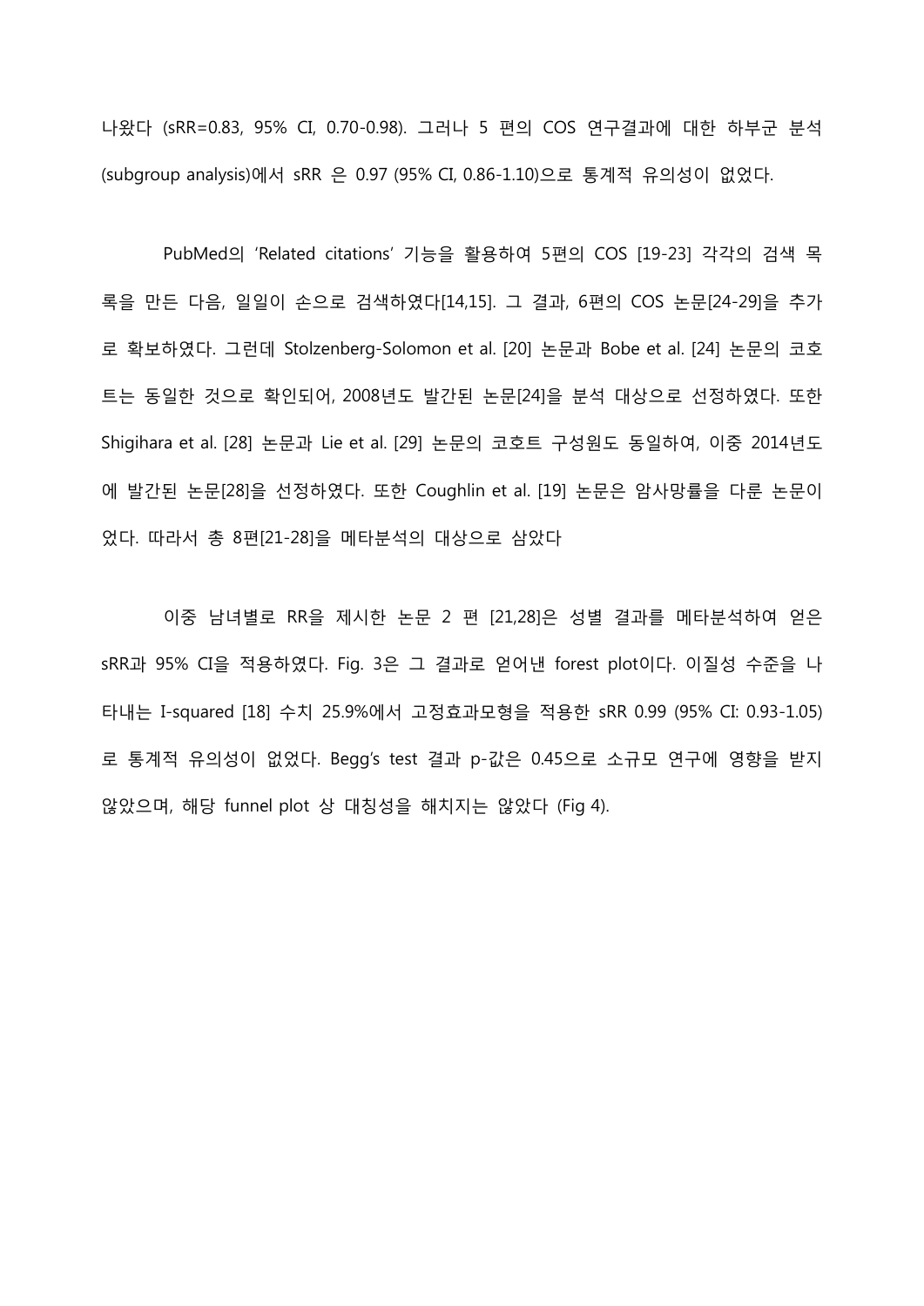나왔다 (sRR=0.83, 95% CI, 0.70-0.98). 그러나 5 편의 COS 연구결과에 대한 하부군 분석 (subgroup analysis)에서 sRR 은 0.97 (95% CI, 0.86-1.10)으로 통계적 유의성이 없었다.

PubMed의 'Related citations' 기능을 활용하여 5편의 COS [19-23] 각각의 검색 목록을 만든 다음, 일일이 손으로 검색하였다[14,15]. 그 결과, 6편의 COS 논문[24-29]을 추가로 확보하였다. 그런데 Stolzenberg-Solomon et al. [20] 논문과 Bobe et al. [24] 논문의 코호트는 동일한 것으로 확인되어, 2008년도 발간된 논문[24]을 분석 대상으로 선정하였다. 또한 Shigihara et al. [28] 논문과 Lie et al. [29] 논문의 코호트 구성원도 동일하여, 이중 2014년도에 발간된 논문[28]을 선정하였다. 또한 Coughlin et al. [19] 논문은 암사망률을 다룬 논문이었다. 따라서 총 8편[21-28]을 메타분석의 대상으로 삼았다

이중 남녀별로 RR을 제시한 논문 2 편 [21,28]은 성별 결과를 메타분석하여 얻은 sRR과 95% CI을 적용하였다. Fig. 3은 그 결과로 얻어낸 forest plot이다. 이질성 수준을 나타내는 I-squared [18] 수치 25.9%에서 고정효과모형을 적용한 sRR 0.99 (95% CI: 0.93-1.05)로 통계적 유의성이 없었다. Begg's test 결과 p-값은 0.45으로 소규모 연구에 영향을 받지 않았으며, 해당 funnel plot 상 대칭성을 해치지는 않았다 (Fig 4).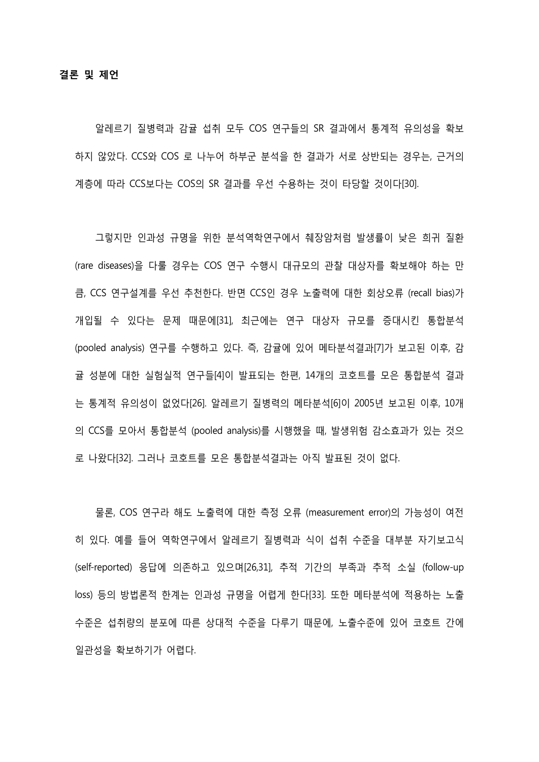## 결론 및 제언

알레르기 질병력과 감귤 섭취 모두 COS 연구들의 SR 결과에서 통계적 유의성을 확보하지 않았다. CCS와 COS 로 나누어 하부군 분석을 한 결과가 서로 상반되는 경우는, 근거의 계층에 따라 CCS보다는 COS의 SR 결과를 우선 수용하는 것이 타당할 것이다[30].

그렇지만 인과성 규명을 위한 분석역학연구에서 췌장암처럼 발생률이 낮은 희귀 질환 (rare diseases)을 다룰 경우는 COS 연구 수행시 대규모의 관찰 대상자를 확보해야 하는 만큼, CCS 연구설계를 우선 추천한다. 반면 CCS인 경우 노출력에 대한 회상오류 (recall bias)가 개입될 수 있다는 문제 때문에[31], 최근에는 연구 대상자 규모를 증대시킨 통합분석 (pooled analysis) 연구를 수행하고 있다. 즉, 감귤에 있어 메타분석결과[7]가 보고된 이후, 감귤 성분에 대한 실험실적 연구들[4]이 발표되는 한편, 14개의 코호트를 모은 통합분석 결과는 통계적 유의성이 없었다[26]. 알레르기 질병력의 메타분석[6]이 2005년 보고된 이후, 10개의 CCS를 모아서 통합분석 (pooled analysis)를 시행했을 때, 발생위험 감소효과가 있는 것으로 나왔다[32]. 그러나 코호트를 모은 통합분석결과는 아직 발표된 것이 없다.

물론, COS 연구라 해도 노출력에 대한 측정 오류 (measurement error)의 가능성이 여전히 있다. 예를 들어 역학연구에서 알레르기 질병력과 식이 섭취 수준을 대부분 자기보고식 (self-reported) 응답에 의존하고 있으며[26,31], 추적 기간의 부족과 추적 소실 (follow-up loss) 등의 방법론적 한계는 인과성 규명을 어렵게 한다[33]. 또한 메타분석에 적용하는 노출 수준은 섭취량의 분포에 따른 상대적 수준을 다루기 때문에, 노출수준에 있어 코호트 간에 일관성을 확보하기가 어렵다.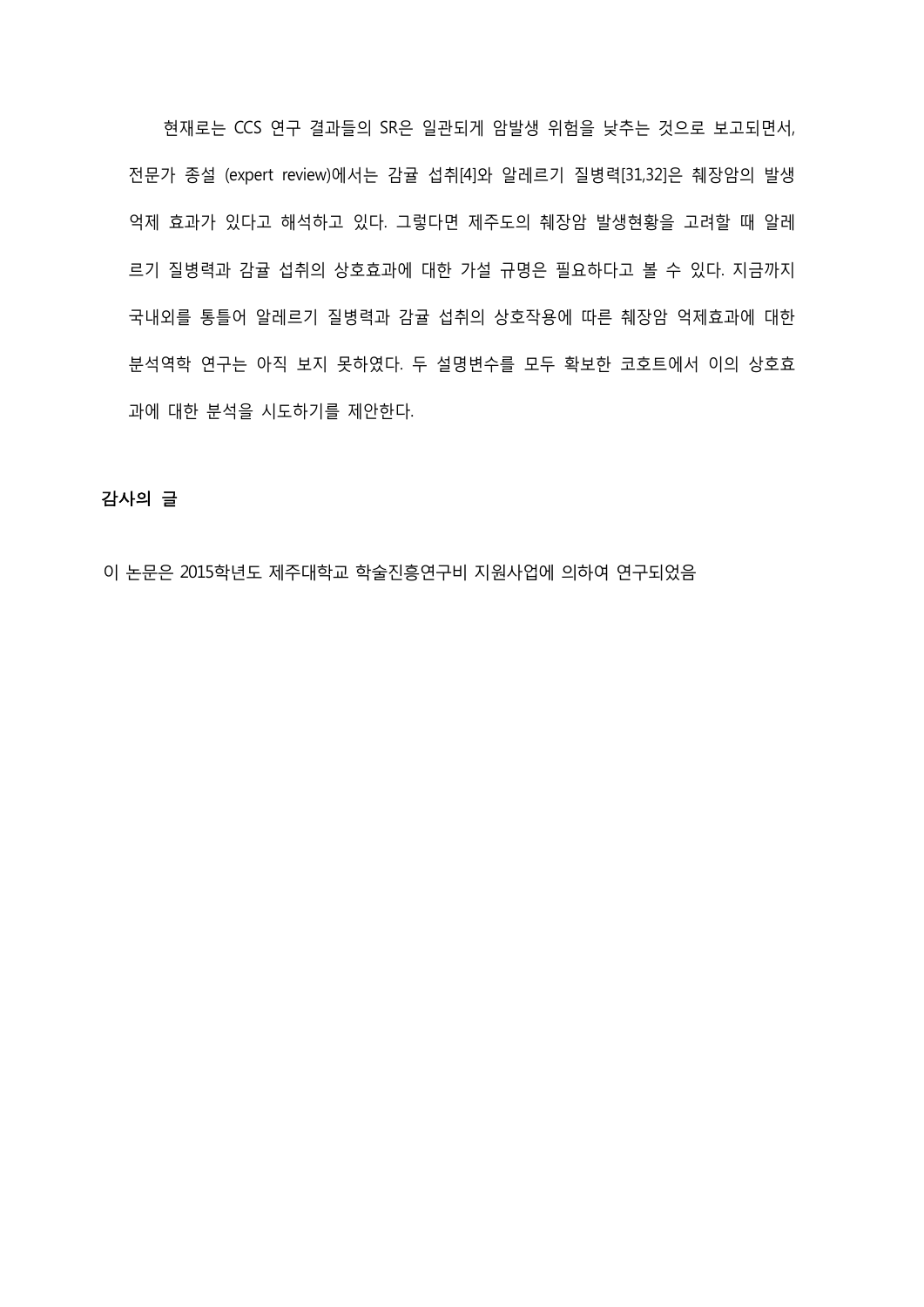현재로는 CCS 연구 결과들의 SR은 일관되게 암발생 위험을 낮추는 것으로 보고되면서, 전문가 종설 (expert review)에서는 감귤 섭취[4]와 알레르기 질병력[31,32]은 췌장암의 발생 억제 효과가 있다고 해석하고 있다. 그렇다면 제주도의 췌장암 발생현황을 고려할 때 알레르기 질병력과 감귤 섭취의 상호효과에 대한 가설 규명은 필요하다고 볼 수 있다. 지금까지 국내외를 통틀어 알레르기 질병력과 감귤 섭취의 상호작용에 따른 췌장암 억제효과에 대한 분석역학 연구는 아직 보지 못하였다. 두 설명변수를 모두 확보한 코호트에서 이의 상호효과에 대한 분석을 시도하기를 제안한다.

## 감사의 글

이 논문은 2015학년도 제주대학교 학술진흥연구비 지원사업에 의하여 연구되었음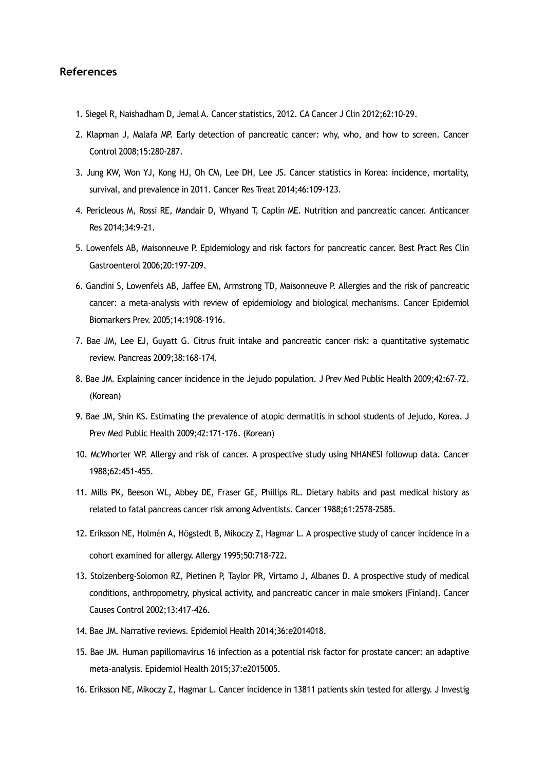## References

1. Siegel R, Naishadham D, Jemal A. Cancer statistics, 2012. CA Cancer J Clin 2012;62:10-29.
2. Klapman J, Malafa MP. Early detection of pancreatic cancer: why, who, and how to screen. Cancer Control 2008;15:280-287.
3. Jung KW, Won YJ, Kong HJ, Oh CM, Lee DH, Lee JS. Cancer statistics in Korea: incidence, mortality, survival, and prevalence in 2011. Cancer Res Treat 2014;46:109-123.
4. Pericleous M, Rossi RE, Mandair D, Whyand T, Caplin ME. Nutrition and pancreatic cancer. Anticancer Res 2014;34:9-21.
5. Lowenfels AB, Maisonneuve P. Epidemiology and risk factors for pancreatic cancer. Best Pract Res Clin Gastroenterol 2006;20:197-209.
6. Gandini S, Lowenfels AB, Jaffee EM, Armstrong TD, Maisonneuve P. Allergies and the risk of pancreatic cancer: a meta-analysis with review of epidemiology and biological mechanisms. Cancer Epidemiol Biomarkers Prev. 2005;14:1908-1916.
7. Bae JM, Lee EJ, Guyatt G. Citrus fruit intake and pancreatic cancer risk: a quantitative systematic review. Pancreas 2009;38:168-174.
8. Bae JM. Explaining cancer incidence in the Jejudo population. J Prev Med Public Health 2009;42:67-72. (Korean)
9. Bae JM, Shin KS. Estimating the prevalence of atopic dermatitis in school students of Jejudo, Korea. J Prev Med Public Health 2009;42:171-176. (Korean)
10. McWhorter WP. Allergy and risk of cancer. A prospective study using NHANESI followup data. Cancer 1988;62:451-455.
11. Mills PK, Beeson WL, Abbey DE, Fraser GE, Phillips RL. Dietary habits and past medical history as related to fatal pancreas cancer risk among Adventists. Cancer 1988;61:2578-2585.
12. Eriksson NE, Holmén A, Högstedt B, Mikoczy Z, Hagmar L. A prospective study of cancer incidence in a cohort examined for allergy. Allergy 1995;50:718-722.
13. Stolzenberg-Solomon RZ, Pietinen P, Taylor PR, Virtamo J, Albanes D. A prospective study of medical conditions, anthropometry, physical activity, and pancreatic cancer in male smokers (Finland). Cancer Causes Control 2002;13:417-426.
14. Bae JM. Narrative reviews. Epidemiol Health 2014;36:e2014018.
15. Bae JM. Human papillomavirus 16 infection as a potential risk factor for prostate cancer: an adaptive meta-analysis. Epidemiol Health 2015;37:e2015005.
16. Eriksson NE, Mikoczy Z, Hagmar L. Cancer incidence in 13811 patients skin tested for allergy. J Investig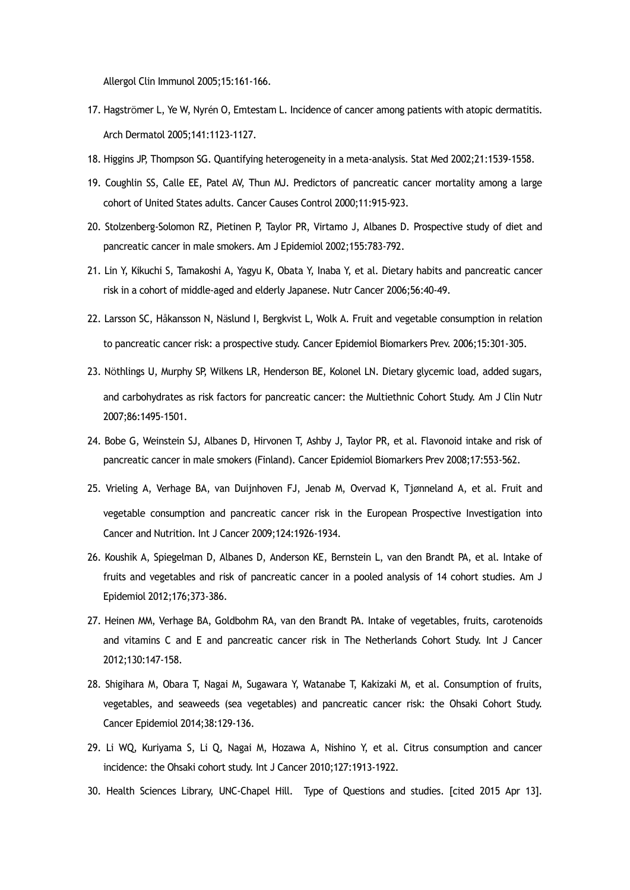Allergol Clin Immunol 2005;15:161-166.

17. Hagströmer L, Ye W, Nyrén O, Emtestam L. Incidence of cancer among patients with atopic dermatitis. Arch Dermatol 2005;141:1123-1127.
18. Higgins JP, Thompson SG. Quantifying heterogeneity in a meta-analysis. Stat Med 2002;21:1539-1558.
19. Coughlin SS, Calle EE, Patel AV, Thun MJ. Predictors of pancreatic cancer mortality among a large cohort of United States adults. Cancer Causes Control 2000;11:915-923.
20. Stolzenberg-Solomon RZ, Pietinen P, Taylor PR, Virtamo J, Albanes D. Prospective study of diet and pancreatic cancer in male smokers. Am J Epidemiol 2002;155:783-792.
21. Lin Y, Kikuchi S, Tamakoshi A, Yagyu K, Obata Y, Inaba Y, et al. Dietary habits and pancreatic cancer risk in a cohort of middle-aged and elderly Japanese. Nutr Cancer 2006;56:40-49.
22. Larsson SC, Håkansson N, Näslund I, Bergkvist L, Wolk A. Fruit and vegetable consumption in relation to pancreatic cancer risk: a prospective study. Cancer Epidemiol Biomarkers Prev. 2006;15:301-305.
23. Nöthlings U, Murphy SP, Wilkens LR, Henderson BE, Kolonel LN. Dietary glycemic load, added sugars, and carbohydrates as risk factors for pancreatic cancer: the Multiethnic Cohort Study. Am J Clin Nutr 2007;86:1495-1501.
24. Bobe G, Weinstein SJ, Albanes D, Hirvonen T, Ashby J, Taylor PR, et al. Flavonoid intake and risk of pancreatic cancer in male smokers (Finland). Cancer Epidemiol Biomarkers Prev 2008;17:553-562.
25. Vrieling A, Verhage BA, van Duijnhoven FJ, Jenab M, Overvad K, Tjønneland A, et al. Fruit and vegetable consumption and pancreatic cancer risk in the European Prospective Investigation into Cancer and Nutrition. Int J Cancer 2009;124:1926-1934.
26. Koushik A, Spiegelman D, Albanes D, Anderson KE, Bernstein L, van den Brandt PA, et al. Intake of fruits and vegetables and risk of pancreatic cancer in a pooled analysis of 14 cohort studies. Am J Epidemiol 2012;176;373-386.
27. Heinen MM, Verhage BA, Goldbohm RA, van den Brandt PA. Intake of vegetables, fruits, carotenoids and vitamins C and E and pancreatic cancer risk in The Netherlands Cohort Study. Int J Cancer 2012;130:147-158.
28. Shigihara M, Obara T, Nagai M, Sugawara Y, Watanabe T, Kakizaki M, et al. Consumption of fruits, vegetables, and seaweeds (sea vegetables) and pancreatic cancer risk: the Ohsaki Cohort Study. Cancer Epidemiol 2014;38:129-136.
29. Li WQ, Kuriyama S, Li Q, Nagai M, Hozawa A, Nishino Y, et al. Citrus consumption and cancer incidence: the Ohsaki cohort study. Int J Cancer 2010;127:1913-1922.
30. Health Sciences Library, UNC-Chapel Hill. Type of Questions and studies. [cited 2015 Apr 13].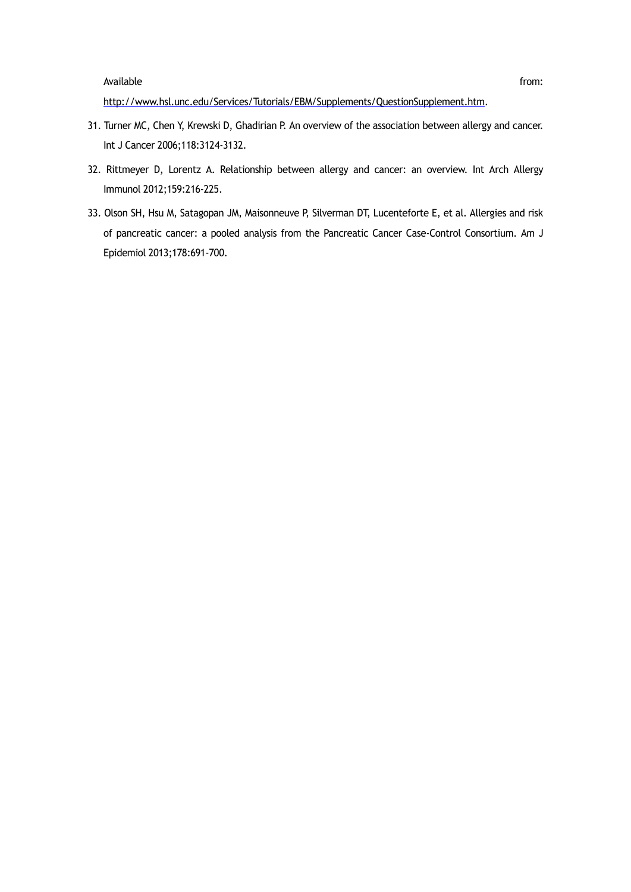Available from: http://www.hsl.unc.edu/Services/Tutorials/EBM/Supplements/QuestionSupplement.htm.

31. Turner MC, Chen Y, Krewski D, Ghadirian P. An overview of the association between allergy and cancer. Int J Cancer 2006;118:3124-3132.

32. Rittmeyer D, Lorentz A. Relationship between allergy and cancer: an overview. Int Arch Allergy Immunol 2012;159:216-225.

33. Olson SH, Hsu M, Satagopan JM, Maisonneuve P, Silverman DT, Lucenteforte E, et al. Allergies and risk of pancreatic cancer: a pooled analysis from the Pancreatic Cancer Case-Control Consortium. Am J Epidemiol 2013;178:691-700.